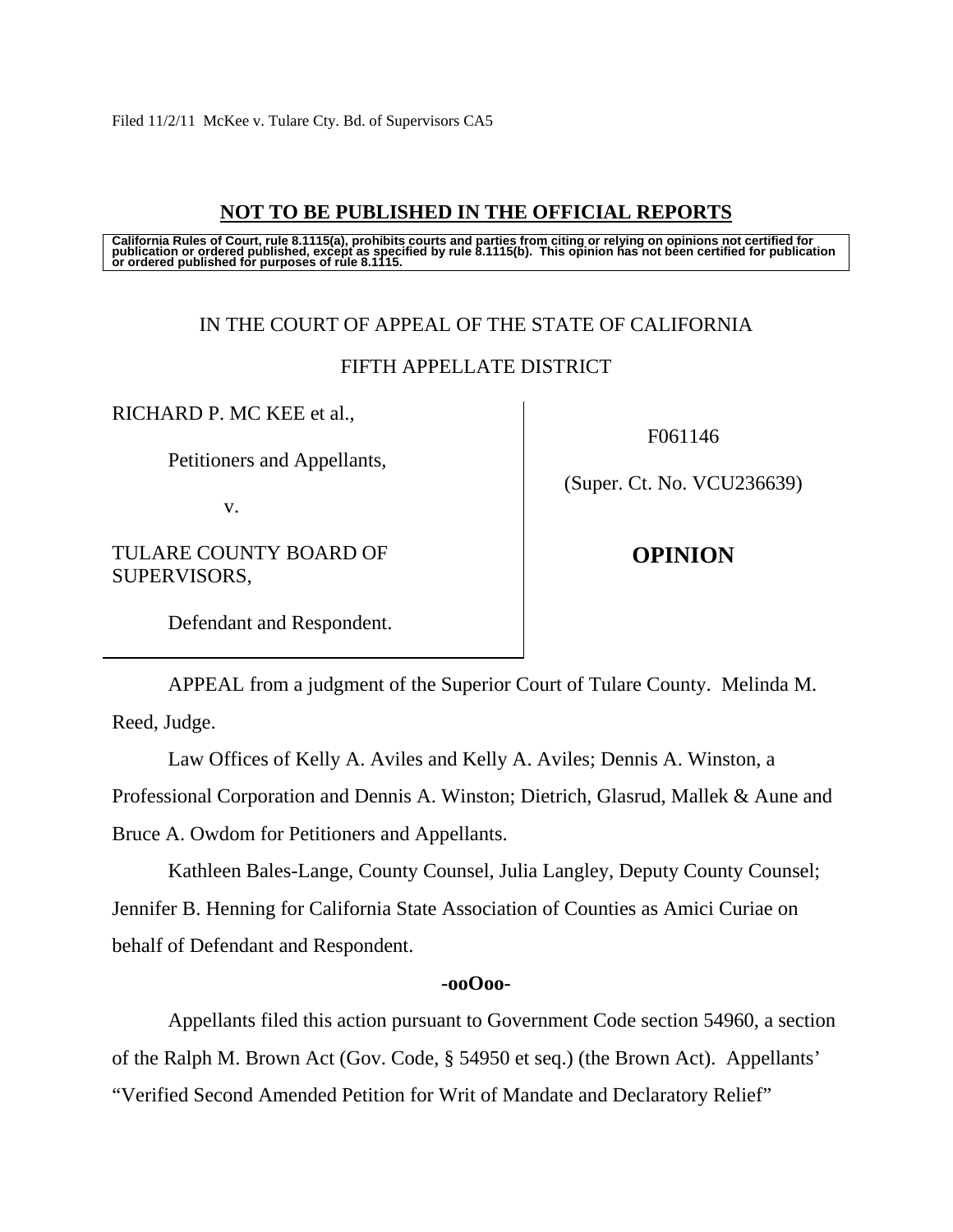Filed 11/2/11 McKee v. Tulare Cty. Bd. of Supervisors CA5

**NOT TO BE PUBLISHED IN THE OFFICIAL REPORTS**

**California Rules of Court, rule 8.1115(a), prohibits courts and parties from citing or relying on opinions not certified for publication or ordered published, except as specified by rule 8.1115(b). This opinion has not been certified for publication or ordered published for purposes of rule 8.1115.**

IN THE COURT OF APPEAL OF THE STATE OF CALIFORNIA

FIFTH APPELLATE DISTRICT

RICHARD P. MC KEE et al.,

Petitioners and Appellants,

v.

TULARE COUNTY BOARD OF SUPERVISORS,

Defendant and Respondent.

F061146

(Super. Ct. No. VCU236639)

**OPINION**

APPEAL from a judgment of the Superior Court of Tulare County. Melinda M. Reed, Judge.

Law Offices of Kelly A. Aviles and Kelly A. Aviles; Dennis A. Winston, a Professional Corporation and Dennis A. Winston; Dietrich, Glasrud, Mallek & Aune and Bruce A. Owdom for Petitioners and Appellants.

Kathleen Bales-Lange, County Counsel, Julia Langley, Deputy County Counsel; Jennifer B. Henning for California State Association of Counties as Amici Curiae on behalf of Defendant and Respondent.

**-ooOoo-**

Appellants filed this action pursuant to Government Code section 54960, a section of the Ralph M. Brown Act (Gov. Code, § 54950 et seq.) (the Brown Act). Appellants' "Verified Second Amended Petition for Writ of Mandate and Declaratory Relief"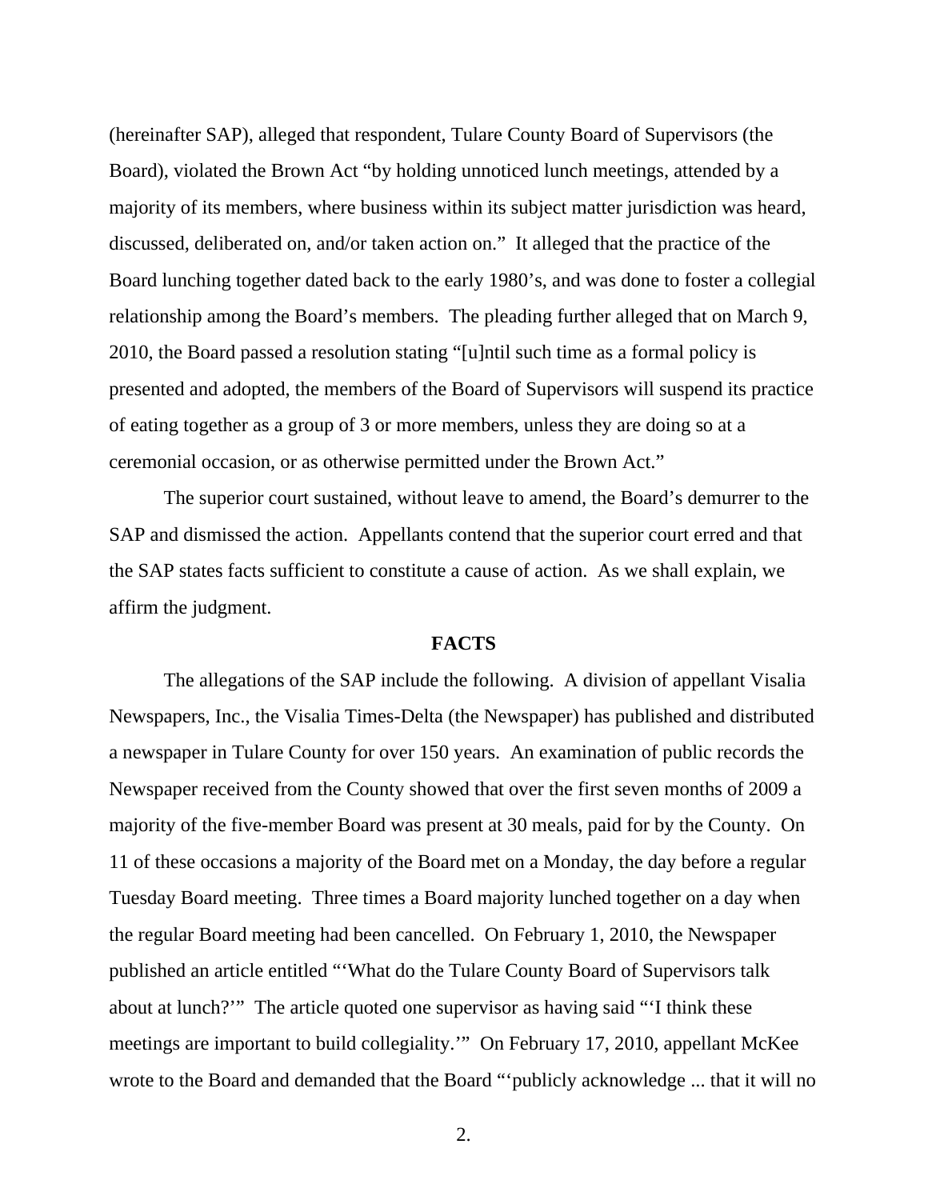(hereinafter SAP), alleged that respondent, Tulare County Board of Supervisors (the Board), violated the Brown Act "by holding unnoticed lunch meetings, attended by a majority of its members, where business within its subject matter jurisdiction was heard, discussed, deliberated on, and/or taken action on." It alleged that the practice of the Board lunching together dated back to the early 1980's, and was done to foster a collegial relationship among the Board's members. The pleading further alleged that on March 9, 2010, the Board passed a resolution stating "[u]ntil such time as a formal policy is presented and adopted, the members of the Board of Supervisors will suspend its practice of eating together as a group of 3 or more members, unless they are doing so at a ceremonial occasion, or as otherwise permitted under the Brown Act."

The superior court sustained, without leave to amend, the Board's demurrer to the SAP and dismissed the action. Appellants contend that the superior court erred and that the SAP states facts sufficient to constitute a cause of action. As we shall explain, we affirm the judgment.

## FACTS

The allegations of the SAP include the following. A division of appellant Visalia Newspapers, Inc., the Visalia Times-Delta (the Newspaper) has published and distributed a newspaper in Tulare County for over 150 years. An examination of public records the Newspaper received from the County showed that over the first seven months of 2009 a majority of the five-member Board was present at 30 meals, paid for by the County. On 11 of these occasions a majority of the Board met on a Monday, the day before a regular Tuesday Board meeting. Three times a Board majority lunched together on a day when the regular Board meeting had been cancelled. On February 1, 2010, the Newspaper published an article entitled "'What do the Tulare County Board of Supervisors talk about at lunch?'" The article quoted one supervisor as having said "'I think these meetings are important to build collegiality.'" On February 17, 2010, appellant McKee wrote to the Board and demanded that the Board "'publicly acknowledge ... that it will no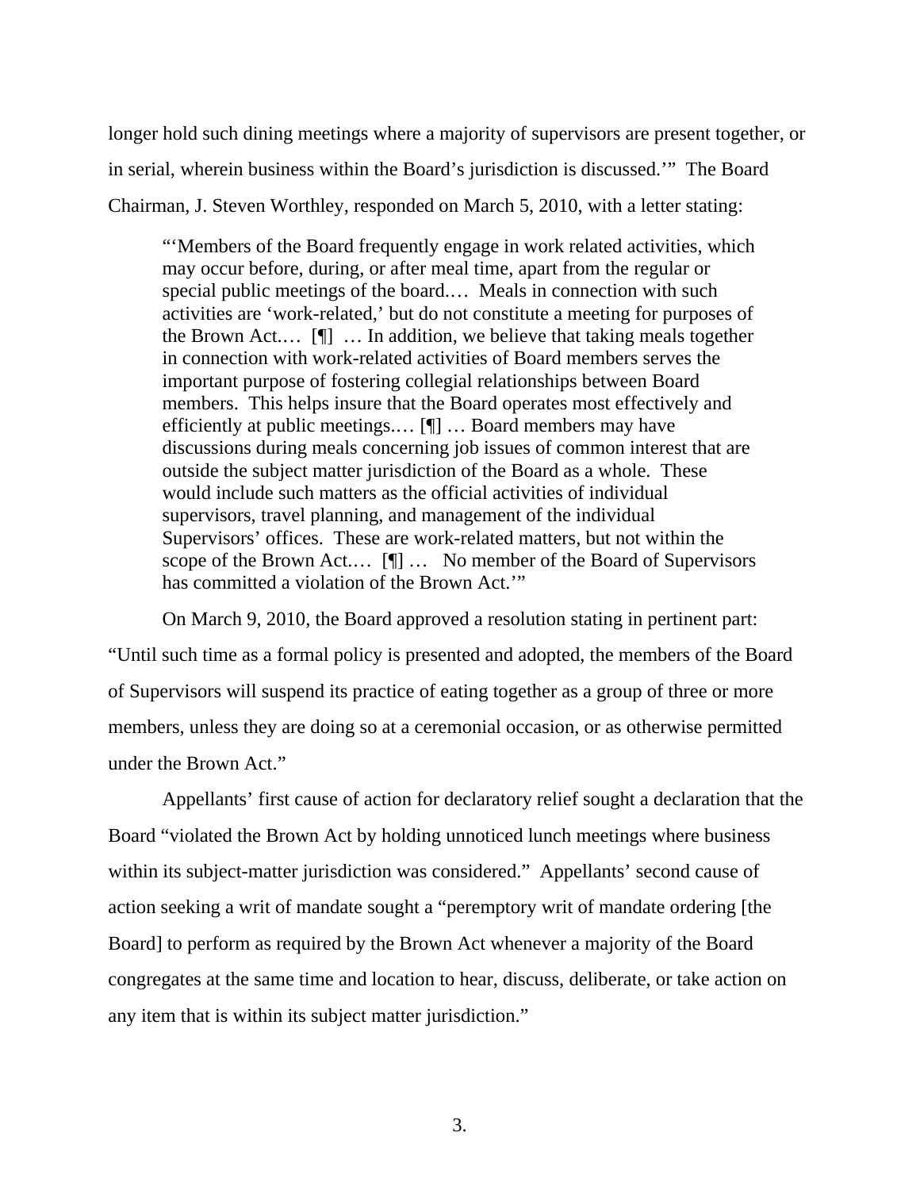longer hold such dining meetings where a majority of supervisors are present together, or in serial, wherein business within the Board's jurisdiction is discussed.'" The Board Chairman, J. Steven Worthley, responded on March 5, 2010, with a letter stating:

> "'Members of the Board frequently engage in work related activities, which may occur before, during, or after meal time, apart from the regular or special public meetings of the board.… Meals in connection with such activities are 'work-related,' but do not constitute a meeting for purposes of the Brown Act.… [¶] … In addition, we believe that taking meals together in connection with work-related activities of Board members serves the important purpose of fostering collegial relationships between Board members. This helps insure that the Board operates most effectively and efficiently at public meetings.… [¶] … Board members may have discussions during meals concerning job issues of common interest that are outside the subject matter jurisdiction of the Board as a whole. These would include such matters as the official activities of individual supervisors, travel planning, and management of the individual Supervisors' offices. These are work-related matters, but not within the scope of the Brown Act.… [¶] … No member of the Board of Supervisors has committed a violation of the Brown Act.'"

On March 9, 2010, the Board approved a resolution stating in pertinent part: "Until such time as a formal policy is presented and adopted, the members of the Board of Supervisors will suspend its practice of eating together as a group of three or more members, unless they are doing so at a ceremonial occasion, or as otherwise permitted under the Brown Act."

Appellants' first cause of action for declaratory relief sought a declaration that the Board "violated the Brown Act by holding unnoticed lunch meetings where business within its subject-matter jurisdiction was considered." Appellants' second cause of action seeking a writ of mandate sought a "peremptory writ of mandate ordering [the Board] to perform as required by the Brown Act whenever a majority of the Board congregates at the same time and location to hear, discuss, deliberate, or take action on any item that is within its subject matter jurisdiction."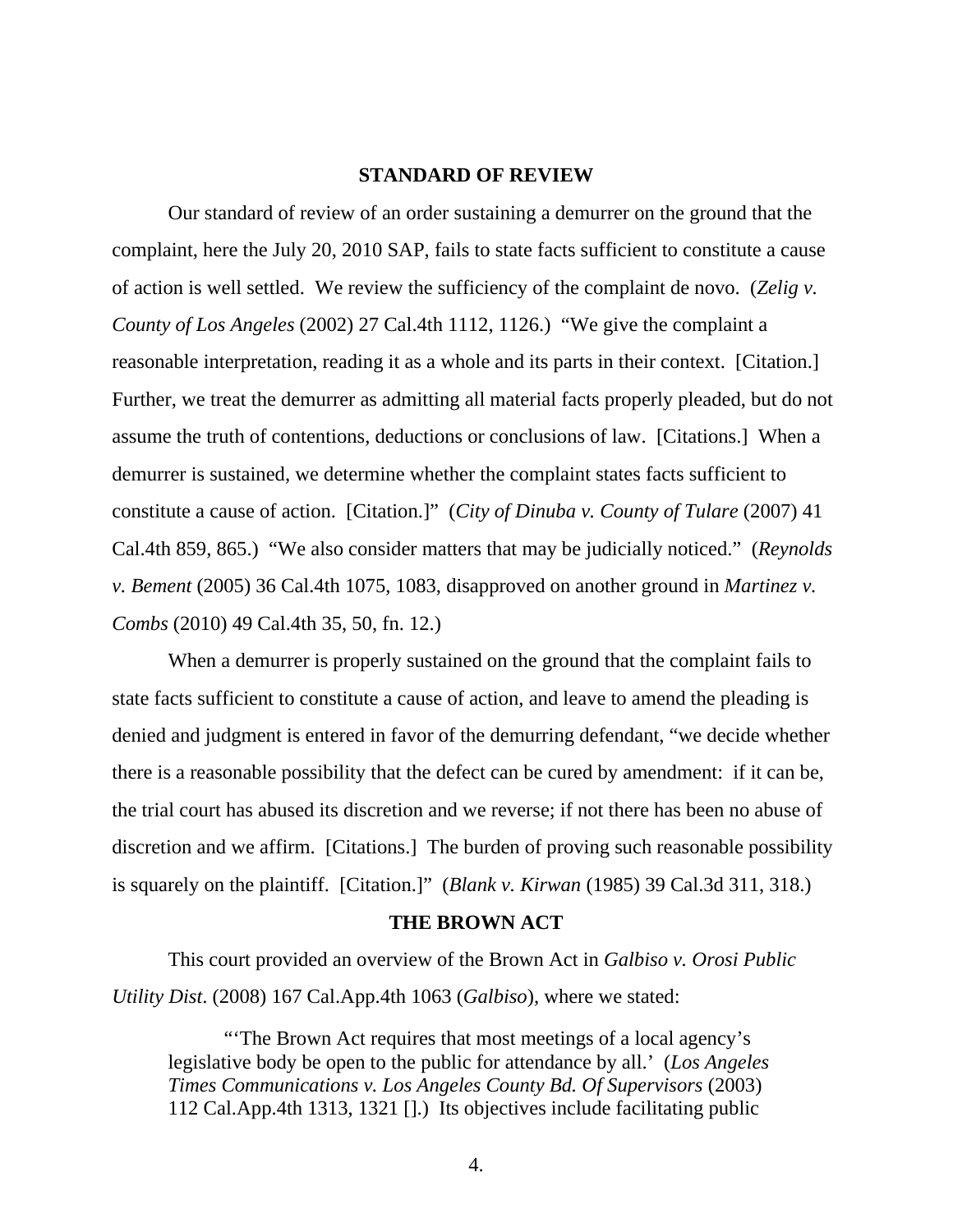## STANDARD OF REVIEW

Our standard of review of an order sustaining a demurrer on the ground that the complaint, here the July 20, 2010 SAP, fails to state facts sufficient to constitute a cause of action is well settled. We review the sufficiency of the complaint de novo. (*Zelig v. County of Los Angeles* (2002) 27 Cal.4th 1112, 1126.) "We give the complaint a reasonable interpretation, reading it as a whole and its parts in their context. [Citation.] Further, we treat the demurrer as admitting all material facts properly pleaded, but do not assume the truth of contentions, deductions or conclusions of law. [Citations.] When a demurrer is sustained, we determine whether the complaint states facts sufficient to constitute a cause of action. [Citation.]" (*City of Dinuba v. County of Tulare* (2007) 41 Cal.4th 859, 865.) "We also consider matters that may be judicially noticed." (*Reynolds v. Bement* (2005) 36 Cal.4th 1075, 1083, disapproved on another ground in *Martinez v. Combs* (2010) 49 Cal.4th 35, 50, fn. 12.)

When a demurrer is properly sustained on the ground that the complaint fails to state facts sufficient to constitute a cause of action, and leave to amend the pleading is denied and judgment is entered in favor of the demurring defendant, "we decide whether there is a reasonable possibility that the defect can be cured by amendment: if it can be, the trial court has abused its discretion and we reverse; if not there has been no abuse of discretion and we affirm. [Citations.] The burden of proving such reasonable possibility is squarely on the plaintiff. [Citation.]" (*Blank v. Kirwan* (1985) 39 Cal.3d 311, 318.)

## THE BROWN ACT

This court provided an overview of the Brown Act in *Galbiso v. Orosi Public Utility Dist*. (2008) 167 Cal.App.4th 1063 (*Galbiso*), where we stated:

> "'The Brown Act requires that most meetings of a local agency's legislative body be open to the public for attendance by all.' (*Los Angeles Times Communications v. Los Angeles County Bd. Of Supervisors* (2003) 112 Cal.App.4th 1313, 1321 [].) Its objectives include facilitating public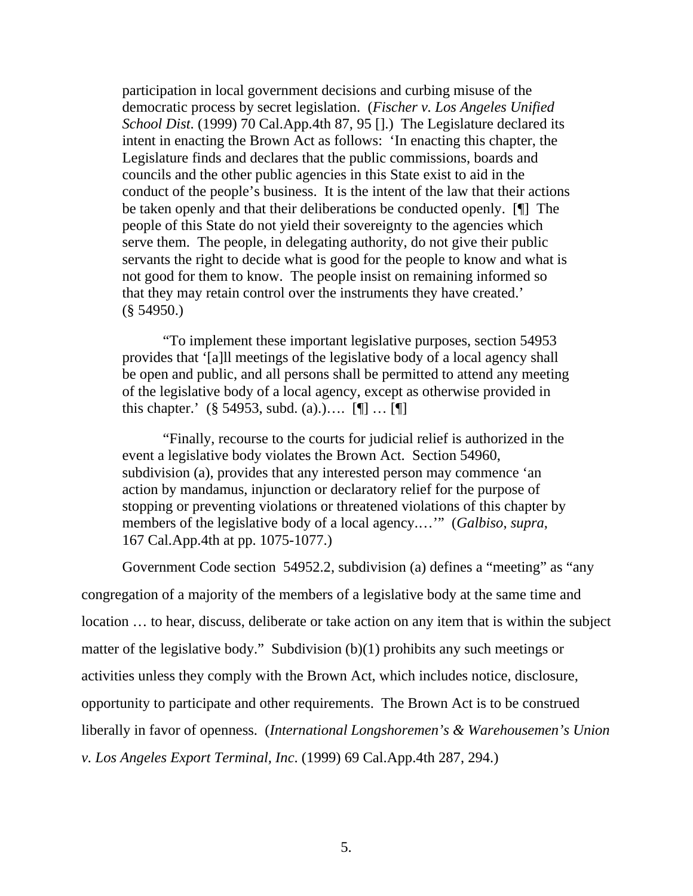> participation in local government decisions and curbing misuse of the democratic process by secret legislation. (*Fischer v. Los Angeles Unified School Dist.* (1999) 70 Cal.App.4th 87, 95 [].) The Legislature declared its intent in enacting the Brown Act as follows: 'In enacting this chapter, the Legislature finds and declares that the public commissions, boards and councils and the other public agencies in this State exist to aid in the conduct of the people's business. It is the intent of the law that their actions be taken openly and that their deliberations be conducted openly. [¶] The people of this State do not yield their sovereignty to the agencies which serve them. The people, in delegating authority, do not give their public servants the right to decide what is good for the people to know and what is not good for them to know. The people insist on remaining informed so that they may retain control over the instruments they have created.' (§ 54950.)
>
> "To implement these important legislative purposes, section 54953 provides that '[a]ll meetings of the legislative body of a local agency shall be open and public, and all persons shall be permitted to attend any meeting of the legislative body of a local agency, except as otherwise provided in this chapter.' (§ 54953, subd. (a).)…. [¶] … [¶]
>
> "Finally, recourse to the courts for judicial relief is authorized in the event a legislative body violates the Brown Act. Section 54960, subdivision (a), provides that any interested person may commence 'an action by mandamus, injunction or declaratory relief for the purpose of stopping or preventing violations or threatened violations of this chapter by members of the legislative body of a local agency.…'" (*Galbiso*, *supra*, 167 Cal.App.4th at pp. 1075-1077.)

Government Code section 54952.2, subdivision (a) defines a "meeting" as "any congregation of a majority of the members of a legislative body at the same time and location … to hear, discuss, deliberate or take action on any item that is within the subject matter of the legislative body." Subdivision (b)(1) prohibits any such meetings or activities unless they comply with the Brown Act, which includes notice, disclosure, opportunity to participate and other requirements. The Brown Act is to be construed liberally in favor of openness. (*International Longshoremen's & Warehousemen's Union v. Los Angeles Export Terminal, Inc.* (1999) 69 Cal.App.4th 287, 294.)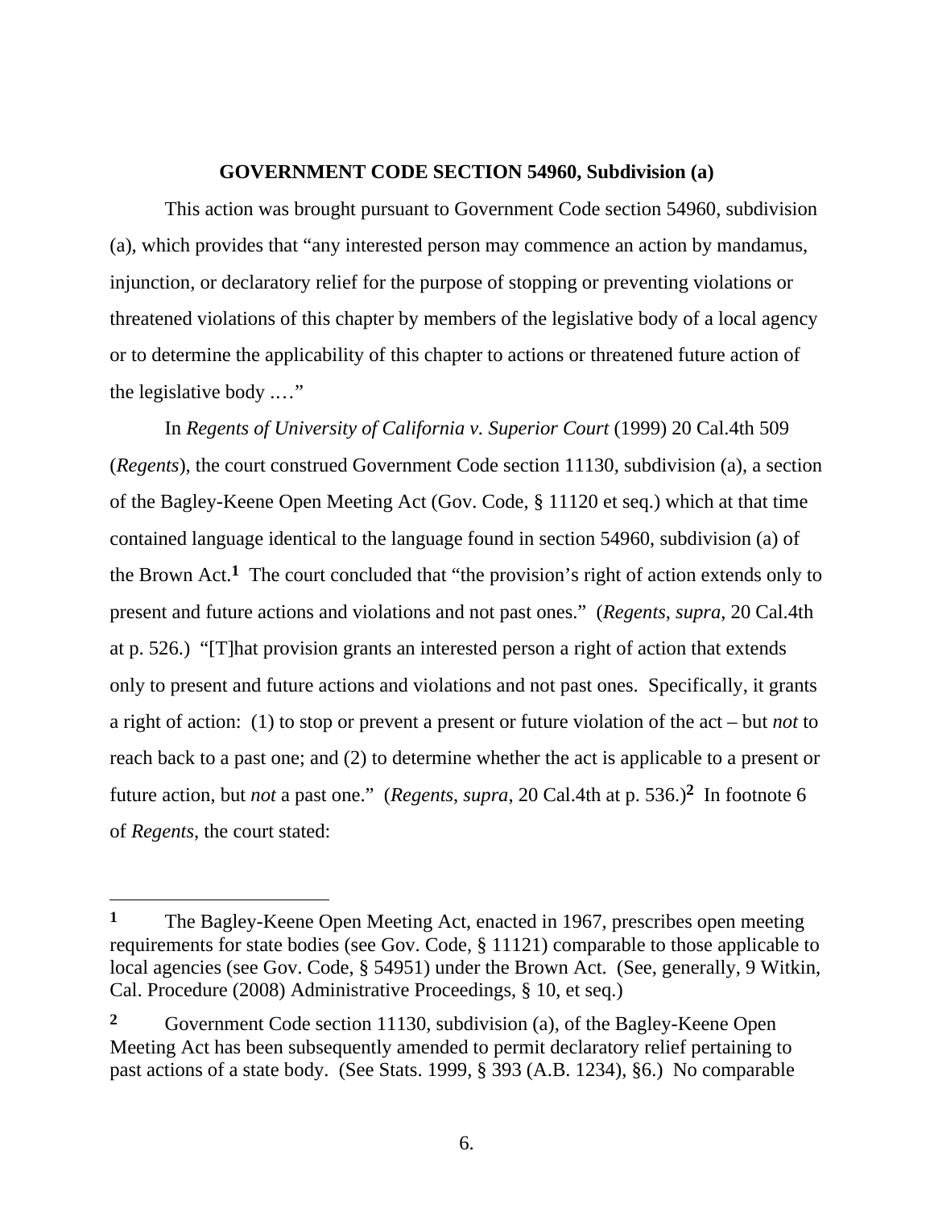**GOVERNMENT CODE SECTION 54960, Subdivision (a)**

This action was brought pursuant to Government Code section 54960, subdivision (a), which provides that "any interested person may commence an action by mandamus, injunction, or declaratory relief for the purpose of stopping or preventing violations or threatened violations of this chapter by members of the legislative body of a local agency or to determine the applicability of this chapter to actions or threatened future action of the legislative body .…"

In *Regents of University of California v. Superior Court* (1999) 20 Cal.4th 509 (*Regents*), the court construed Government Code section 11130, subdivision (a), a section of the Bagley-Keene Open Meeting Act (Gov. Code, § 11120 et seq.) which at that time contained language identical to the language found in section 54960, subdivision (a) of the Brown Act.[1] The court concluded that "the provision's right of action extends only to present and future actions and violations and not past ones." (*Regents*, *supra*, 20 Cal.4th at p. 526.) "[T]hat provision grants an interested person a right of action that extends only to present and future actions and violations and not past ones. Specifically, it grants a right of action: (1) to stop or prevent a present or future violation of the act – but *not* to reach back to a past one; and (2) to determine whether the act is applicable to a present or future action, but *not* a past one." (*Regents*, *supra*, 20 Cal.4th at p. 536.)[2] In footnote 6 of *Regents*, the court stated:

---

**1** The Bagley-Keene Open Meeting Act, enacted in 1967, prescribes open meeting requirements for state bodies (see Gov. Code, § 11121) comparable to those applicable to local agencies (see Gov. Code, § 54951) under the Brown Act. (See, generally, 9 Witkin, Cal. Procedure (2008) Administrative Proceedings, § 10, et seq.)

**2** Government Code section 11130, subdivision (a), of the Bagley-Keene Open Meeting Act has been subsequently amended to permit declaratory relief pertaining to past actions of a state body. (See Stats. 1999, § 393 (A.B. 1234), §6.) No comparable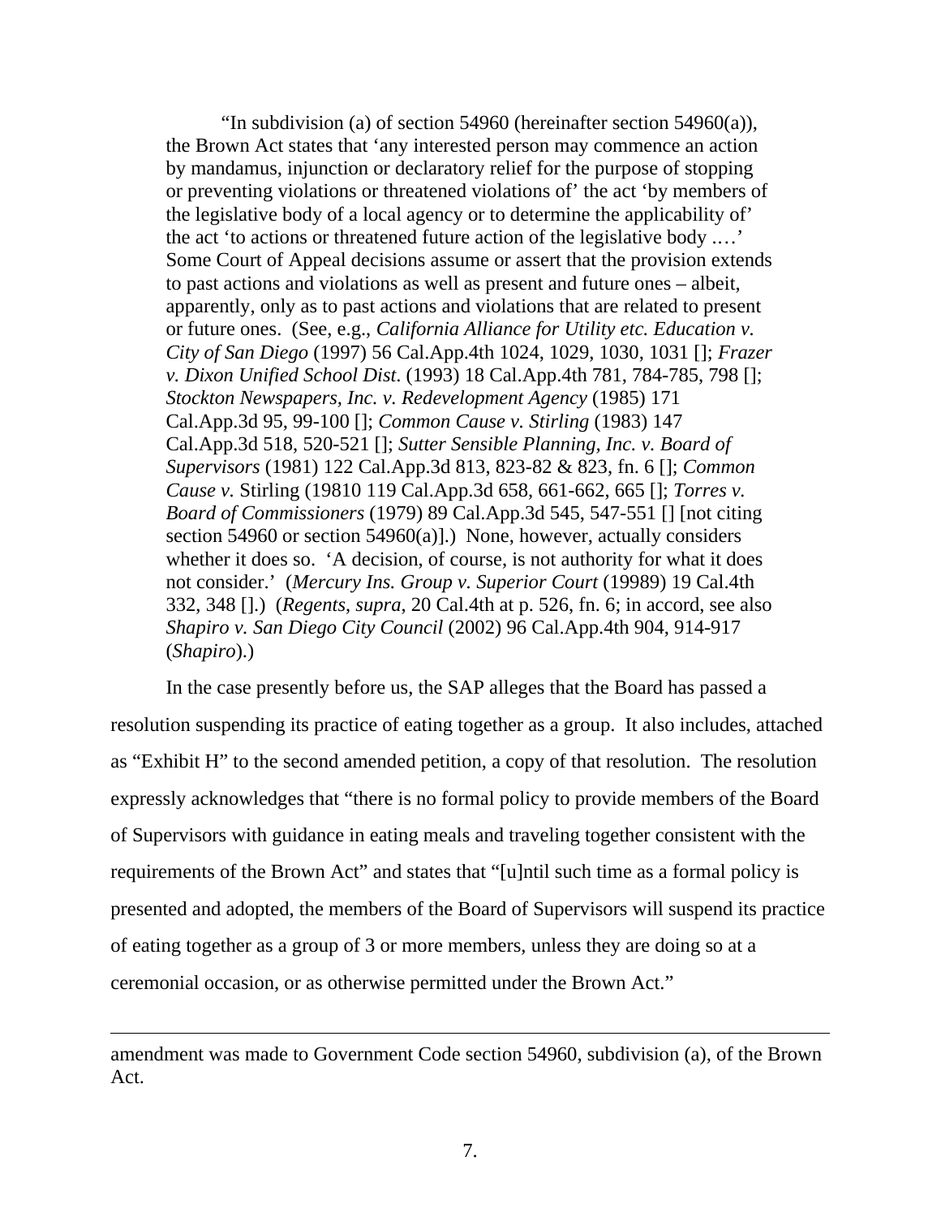"In subdivision (a) of section 54960 (hereinafter section 54960(a)), the Brown Act states that 'any interested person may commence an action by mandamus, injunction or declaratory relief for the purpose of stopping or preventing violations or threatened violations of' the act 'by members of the legislative body of a local agency or to determine the applicability of' the act 'to actions or threatened future action of the legislative body .…' Some Court of Appeal decisions assume or assert that the provision extends to past actions and violations as well as present and future ones – albeit, apparently, only as to past actions and violations that are related to present or future ones. (See, e.g., *California Alliance for Utility etc. Education v. City of San Diego* (1997) 56 Cal.App.4th 1024, 1029, 1030, 1031 []; *Frazer v. Dixon Unified School Dist*. (1993) 18 Cal.App.4th 781, 784-785, 798 []; *Stockton Newspapers, Inc. v. Redevelopment Agency* (1985) 171 Cal.App.3d 95, 99-100 []; *Common Cause v. Stirling* (1983) 147 Cal.App.3d 518, 520-521 []; *Sutter Sensible Planning, Inc. v. Board of Supervisors* (1981) 122 Cal.App.3d 813, 823-82 & 823, fn. 6 []; *Common Cause v.* Stirling (19810 119 Cal.App.3d 658, 661-662, 665 []; *Torres v. Board of Commissioners* (1979) 89 Cal.App.3d 545, 547-551 [] [not citing section 54960 or section 54960(a)].) None, however, actually considers whether it does so. 'A decision, of course, is not authority for what it does not consider.' (*Mercury Ins. Group v. Superior Court* (19989) 19 Cal.4th 332, 348 [].) (*Regents*, *supra*, 20 Cal.4th at p. 526, fn. 6; in accord, see also *Shapiro v. San Diego City Council* (2002) 96 Cal.App.4th 904, 914-917 (*Shapiro*).)

In the case presently before us, the SAP alleges that the Board has passed a resolution suspending its practice of eating together as a group. It also includes, attached as "Exhibit H" to the second amended petition, a copy of that resolution. The resolution expressly acknowledges that "there is no formal policy to provide members of the Board of Supervisors with guidance in eating meals and traveling together consistent with the requirements of the Brown Act" and states that "[u]ntil such time as a formal policy is presented and adopted, the members of the Board of Supervisors will suspend its practice of eating together as a group of 3 or more members, unless they are doing so at a ceremonial occasion, or as otherwise permitted under the Brown Act."

---

amendment was made to Government Code section 54960, subdivision (a), of the Brown Act.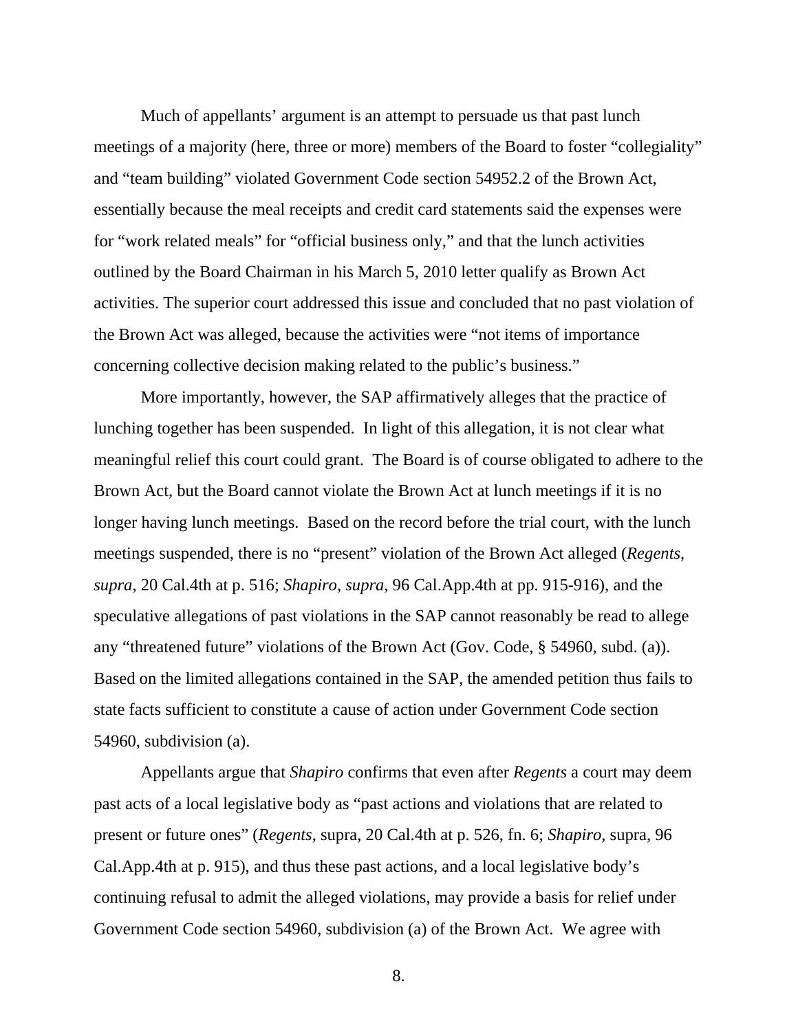Much of appellants' argument is an attempt to persuade us that past lunch meetings of a majority (here, three or more) members of the Board to foster "collegiality" and "team building" violated Government Code section 54952.2 of the Brown Act, essentially because the meal receipts and credit card statements said the expenses were for "work related meals" for "official business only," and that the lunch activities outlined by the Board Chairman in his March 5, 2010 letter qualify as Brown Act activities. The superior court addressed this issue and concluded that no past violation of the Brown Act was alleged, because the activities were "not items of importance concerning collective decision making related to the public's business."

More importantly, however, the SAP affirmatively alleges that the practice of lunching together has been suspended. In light of this allegation, it is not clear what meaningful relief this court could grant. The Board is of course obligated to adhere to the Brown Act, but the Board cannot violate the Brown Act at lunch meetings if it is no longer having lunch meetings. Based on the record before the trial court, with the lunch meetings suspended, there is no "present" violation of the Brown Act alleged (*Regents*, *supra*, 20 Cal.4th at p. 516; *Shapiro*, *supra*, 96 Cal.App.4th at pp. 915-916), and the speculative allegations of past violations in the SAP cannot reasonably be read to allege any "threatened future" violations of the Brown Act (Gov. Code, § 54960, subd. (a)). Based on the limited allegations contained in the SAP, the amended petition thus fails to state facts sufficient to constitute a cause of action under Government Code section 54960, subdivision (a).

Appellants argue that *Shapiro* confirms that even after *Regents* a court may deem past acts of a local legislative body as "past actions and violations that are related to present or future ones" (*Regents*, supra, 20 Cal.4th at p. 526, fn. 6; *Shapiro*, supra, 96 Cal.App.4th at p. 915), and thus these past actions, and a local legislative body's continuing refusal to admit the alleged violations, may provide a basis for relief under Government Code section 54960, subdivision (a) of the Brown Act. We agree with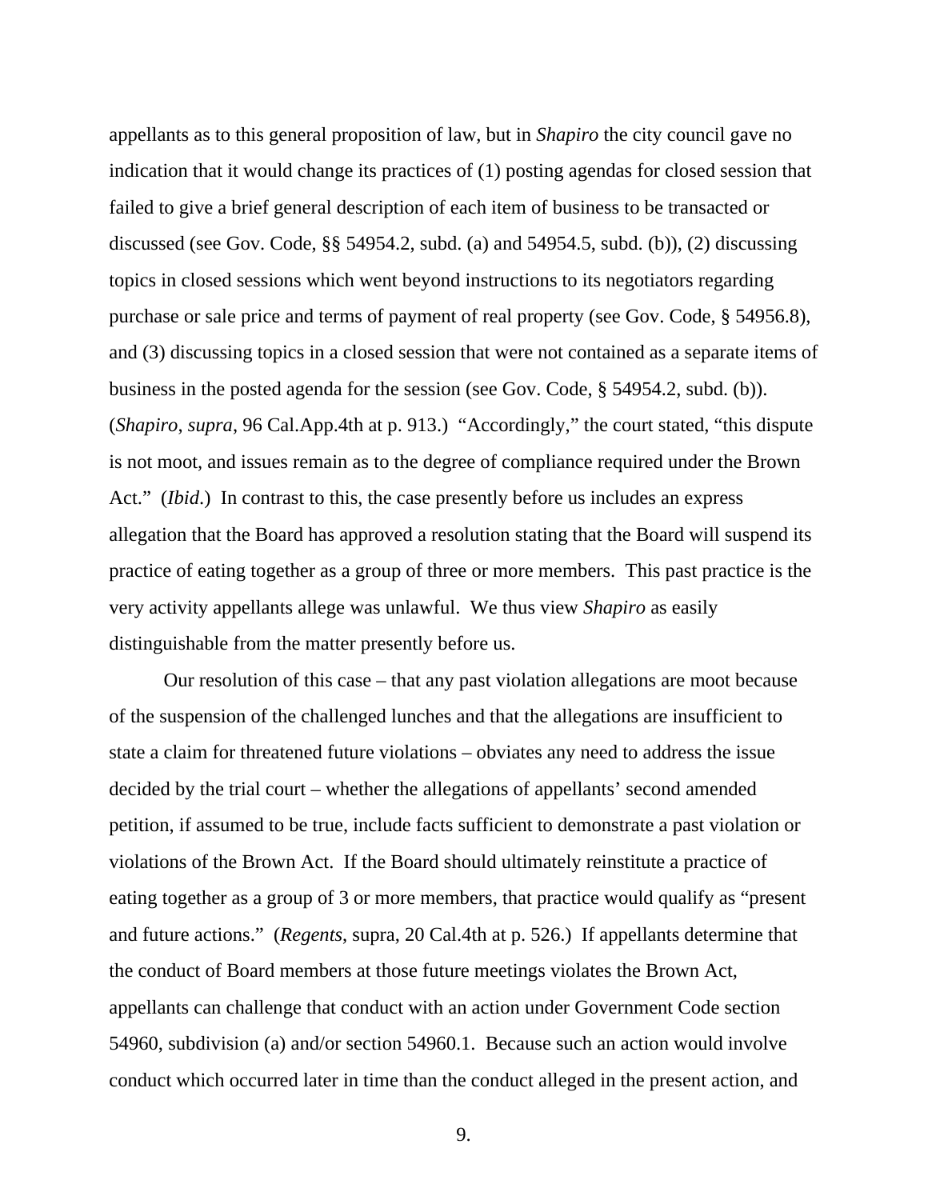appellants as to this general proposition of law, but in *Shapiro* the city council gave no indication that it would change its practices of (1) posting agendas for closed session that failed to give a brief general description of each item of business to be transacted or discussed (see Gov. Code, §§ 54954.2, subd. (a) and 54954.5, subd. (b)), (2) discussing topics in closed sessions which went beyond instructions to its negotiators regarding purchase or sale price and terms of payment of real property (see Gov. Code, § 54956.8), and (3) discussing topics in a closed session that were not contained as a separate items of business in the posted agenda for the session (see Gov. Code, § 54954.2, subd. (b)). (*Shapiro*, *supra*, 96 Cal.App.4th at p. 913.) "Accordingly," the court stated, "this dispute is not moot, and issues remain as to the degree of compliance required under the Brown Act." (*Ibid*.) In contrast to this, the case presently before us includes an express allegation that the Board has approved a resolution stating that the Board will suspend its practice of eating together as a group of three or more members. This past practice is the very activity appellants allege was unlawful. We thus view *Shapiro* as easily distinguishable from the matter presently before us.

Our resolution of this case – that any past violation allegations are moot because of the suspension of the challenged lunches and that the allegations are insufficient to state a claim for threatened future violations – obviates any need to address the issue decided by the trial court – whether the allegations of appellants' second amended petition, if assumed to be true, include facts sufficient to demonstrate a past violation or violations of the Brown Act. If the Board should ultimately reinstitute a practice of eating together as a group of 3 or more members, that practice would qualify as "present and future actions." (*Regents*, supra, 20 Cal.4th at p. 526.) If appellants determine that the conduct of Board members at those future meetings violates the Brown Act, appellants can challenge that conduct with an action under Government Code section 54960, subdivision (a) and/or section 54960.1. Because such an action would involve conduct which occurred later in time than the conduct alleged in the present action, and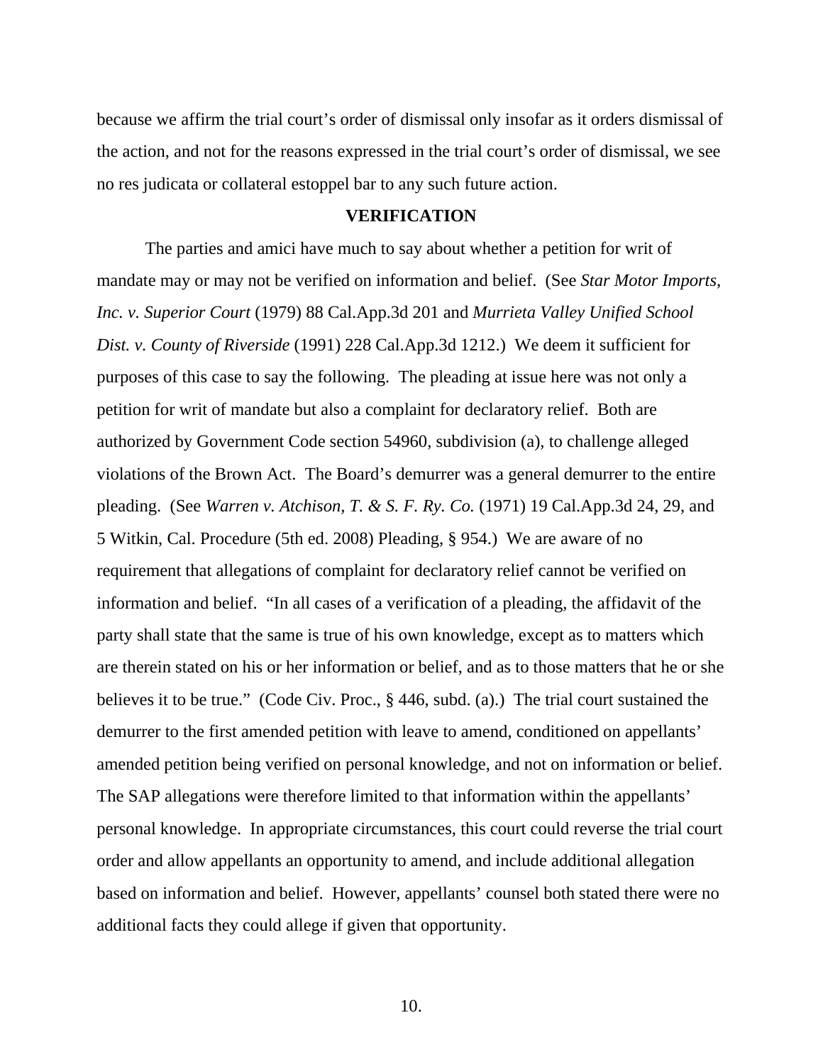because we affirm the trial court's order of dismissal only insofar as it orders dismissal of the action, and not for the reasons expressed in the trial court's order of dismissal, we see no res judicata or collateral estoppel bar to any such future action.

**VERIFICATION**

The parties and amici have much to say about whether a petition for writ of mandate may or may not be verified on information and belief. (See *Star Motor Imports, Inc. v. Superior Court* (1979) 88 Cal.App.3d 201 and *Murrieta Valley Unified School Dist. v. County of Riverside* (1991) 228 Cal.App.3d 1212.) We deem it sufficient for purposes of this case to say the following. The pleading at issue here was not only a petition for writ of mandate but also a complaint for declaratory relief. Both are authorized by Government Code section 54960, subdivision (a), to challenge alleged violations of the Brown Act. The Board's demurrer was a general demurrer to the entire pleading. (See *Warren v. Atchison, T. & S. F. Ry. Co.* (1971) 19 Cal.App.3d 24, 29, and 5 Witkin, Cal. Procedure (5th ed. 2008) Pleading, § 954.) We are aware of no requirement that allegations of complaint for declaratory relief cannot be verified on information and belief. "In all cases of a verification of a pleading, the affidavit of the party shall state that the same is true of his own knowledge, except as to matters which are therein stated on his or her information or belief, and as to those matters that he or she believes it to be true." (Code Civ. Proc., § 446, subd. (a).) The trial court sustained the demurrer to the first amended petition with leave to amend, conditioned on appellants' amended petition being verified on personal knowledge, and not on information or belief. The SAP allegations were therefore limited to that information within the appellants' personal knowledge. In appropriate circumstances, this court could reverse the trial court order and allow appellants an opportunity to amend, and include additional allegation based on information and belief. However, appellants' counsel both stated there were no additional facts they could allege if given that opportunity.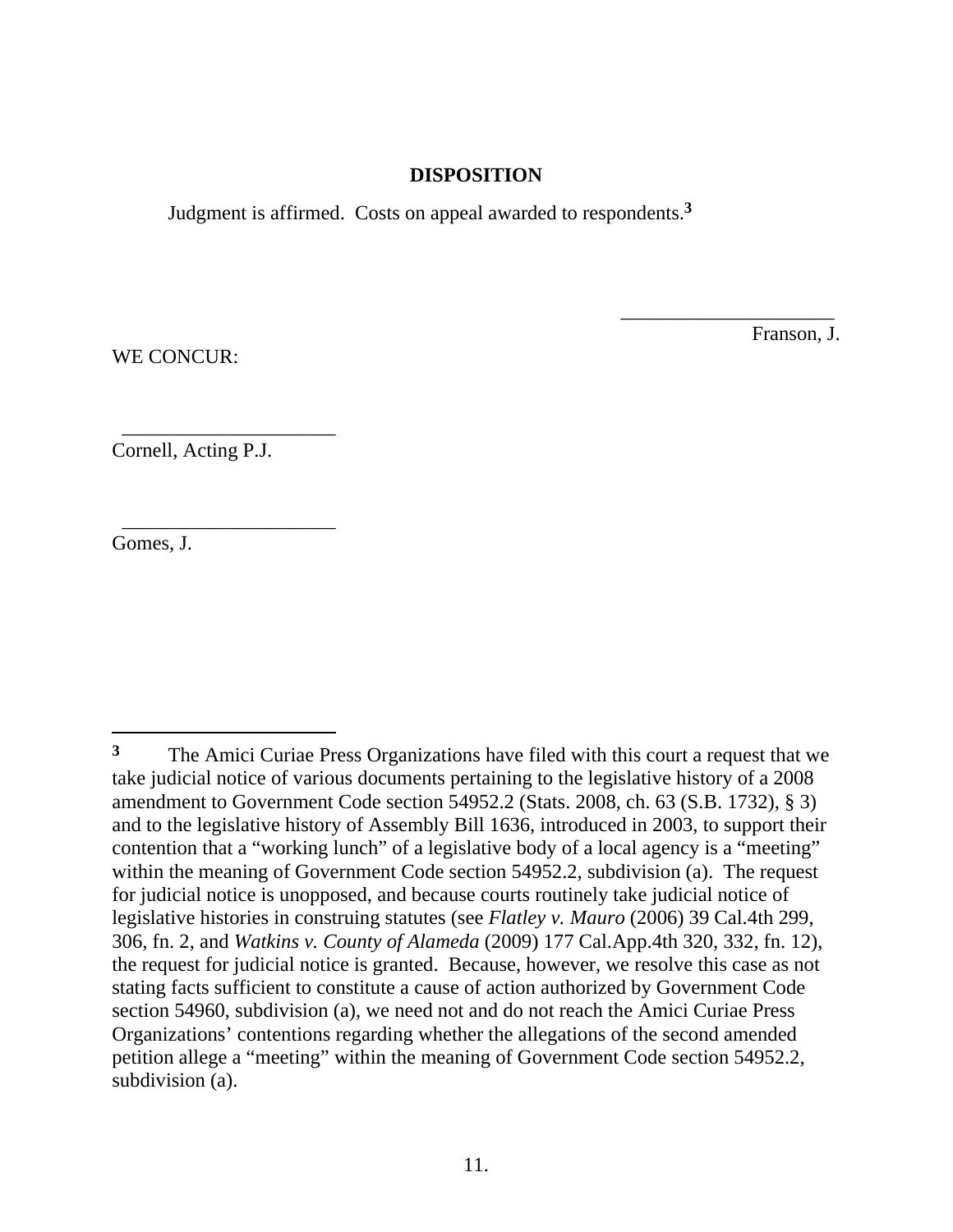## DISPOSITION

Judgment is affirmed. Costs on appeal awarded to respondents.[3]

_____________________

Franson, J.

WE CONCUR:

_____________________

Cornell, Acting P.J.

_____________________

Gomes, J.

---

[3] The Amici Curiae Press Organizations have filed with this court a request that we take judicial notice of various documents pertaining to the legislative history of a 2008 amendment to Government Code section 54952.2 (Stats. 2008, ch. 63 (S.B. 1732), § 3) and to the legislative history of Assembly Bill 1636, introduced in 2003, to support their contention that a "working lunch" of a legislative body of a local agency is a "meeting" within the meaning of Government Code section 54952.2, subdivision (a). The request for judicial notice is unopposed, and because courts routinely take judicial notice of legislative histories in construing statutes (see *Flatley v. Mauro* (2006) 39 Cal.4th 299, 306, fn. 2, and *Watkins v. County of Alameda* (2009) 177 Cal.App.4th 320, 332, fn. 12), the request for judicial notice is granted. Because, however, we resolve this case as not stating facts sufficient to constitute a cause of action authorized by Government Code section 54960, subdivision (a), we need not and do not reach the Amici Curiae Press Organizations' contentions regarding whether the allegations of the second amended petition allege a "meeting" within the meaning of Government Code section 54952.2, subdivision (a).